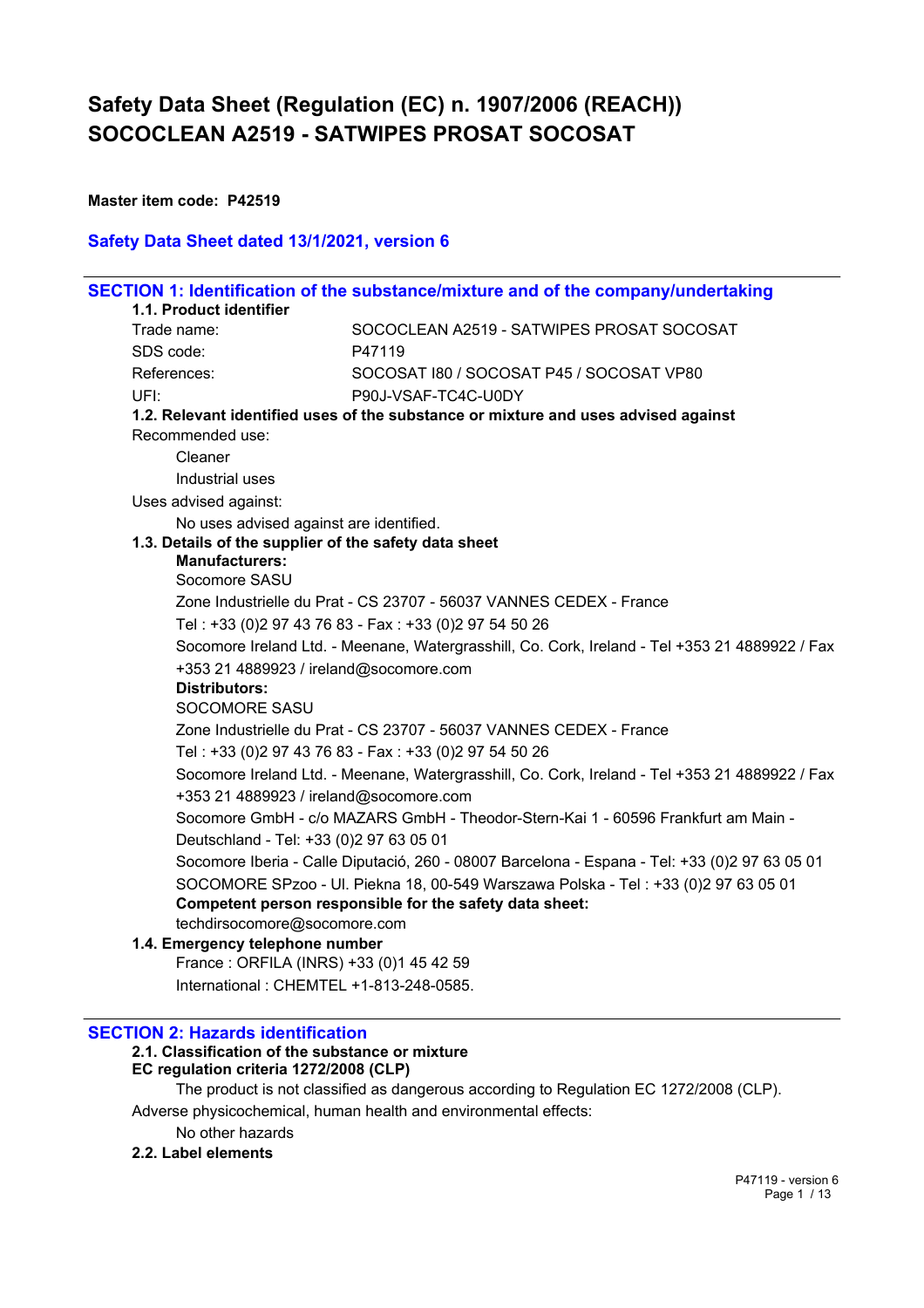# Safety Data Sheet (Regulation (EC) n. 1907/2006 (REACH))
# SOCOCLEAN A2519 - SATWIPES PROSAT SOCOSAT

**Master item code: P42519**

**Safety Data Sheet dated 13/1/2021, version 6**

## SECTION 1: Identification of the substance/mixture and of the company/undertaking

### 1.1. Product identifier

| | |
|---|---|
| Trade name: | SOCOCLEAN A2519 - SATWIPES PROSAT SOCOSAT |
| SDS code: | P47119 |
| References: | SOCOSAT I80 / SOCOSAT P45 / SOCOSAT VP80 |
| UFI: | P90J-VSAF-TC4C-U0DY |

### 1.2. Relevant identified uses of the substance or mixture and uses advised against

Recommended use:

Cleaner

Industrial uses

Uses advised against:

No uses advised against are identified.

### 1.3. Details of the supplier of the safety data sheet

**Manufacturers:**

Socomore SASU

Zone Industrielle du Prat - CS 23707 - 56037 VANNES CEDEX - France

Tel : +33 (0)2 97 43 76 83 - Fax : +33 (0)2 97 54 50 26

Socomore Ireland Ltd. - Meenane, Watergrasshill, Co. Cork, Ireland - Tel +353 21 4889922 / Fax +353 21 4889923 / ireland@socomore.com

**Distributors:**

SOCOMORE SASU

Zone Industrielle du Prat - CS 23707 - 56037 VANNES CEDEX - France

Tel : +33 (0)2 97 43 76 83 - Fax : +33 (0)2 97 54 50 26

Socomore Ireland Ltd. - Meenane, Watergrasshill, Co. Cork, Ireland - Tel +353 21 4889922 / Fax +353 21 4889923 / ireland@socomore.com

Socomore GmbH - c/o MAZARS GmbH - Theodor-Stern-Kai 1 - 60596 Frankfurt am Main - Deutschland - Tel: +33 (0)2 97 63 05 01

Socomore Iberia - Calle Diputació, 260 - 08007 Barcelona - Espana - Tel: +33 (0)2 97 63 05 01

SOCOMORE SPzoo - Ul. Piekna 18, 00-549 Warszawa Polska - Tel : +33 (0)2 97 63 05 01

**Competent person responsible for the safety data sheet:**

techdirsocomore@socomore.com

### 1.4. Emergency telephone number

France : ORFILA (INRS) +33 (0)1 45 42 59

International : CHEMTEL +1-813-248-0585.

## SECTION 2: Hazards identification

### 2.1. Classification of the substance or mixture

**EC regulation criteria 1272/2008 (CLP)**

The product is not classified as dangerous according to Regulation EC 1272/2008 (CLP).

Adverse physicochemical, human health and environmental effects:

No other hazards

### 2.2. Label elements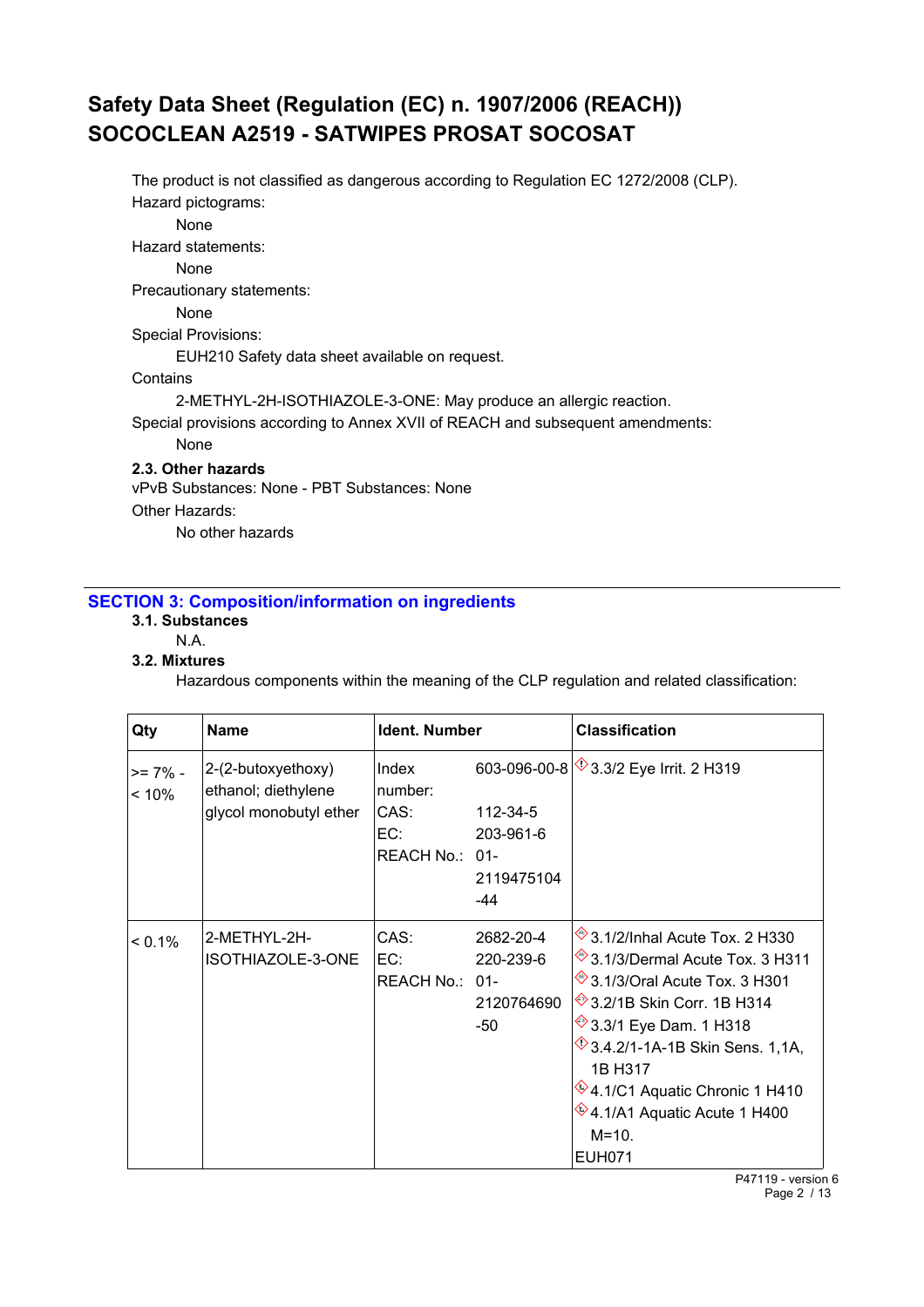# Safety Data Sheet (Regulation (EC) n. 1907/2006 (REACH)) SOCOCLEAN A2519 - SATWIPES PROSAT SOCOSAT

The product is not classified as dangerous according to Regulation EC 1272/2008 (CLP).

Hazard pictograms:

None

Hazard statements:

None

Precautionary statements:

None

Special Provisions:

EUH210 Safety data sheet available on request.

Contains

2-METHYL-2H-ISOTHIAZOLE-3-ONE: May produce an allergic reaction.

Special provisions according to Annex XVII of REACH and subsequent amendments:

None

### 2.3. Other hazards

vPvB Substances: None - PBT Substances: None

Other Hazards:

No other hazards

## SECTION 3: Composition/information on ingredients

### 3.1. Substances

N.A.

### 3.2. Mixtures

Hazardous components within the meaning of the CLP regulation and related classification:

| Qty | Name | Ident. Number | | Classification |
|---|---|---|---|---|
| >= 7% - < 10% | 2-(2-butoxyethoxy) ethanol; diethylene glycol monobutyl ether | Index number:<br>CAS:<br>EC:<br>REACH No.: | 603-096-00-8<br>112-34-5<br>203-961-6<br>01-2119475104-44 | 3.3/2 Eye Irrit. 2 H319 |
| < 0.1% | 2-METHYL-2H-ISOTHIAZOLE-3-ONE | CAS:<br>EC:<br>REACH No.: | 2682-20-4<br>220-239-6<br>01-2120764690-50 | 3.1/2/Inhal Acute Tox. 2 H330<br>3.1/3/Dermal Acute Tox. 3 H311<br>3.1/3/Oral Acute Tox. 3 H301<br>3.2/1B Skin Corr. 1B H314<br>3.3/1 Eye Dam. 1 H318<br>3.4.2/1-1A-1B Skin Sens. 1,1A, 1B H317<br>4.1/C1 Aquatic Chronic 1 H410<br>4.1/A1 Aquatic Acute 1 H400 M=10.<br>EUH071 |

P47119 - version 6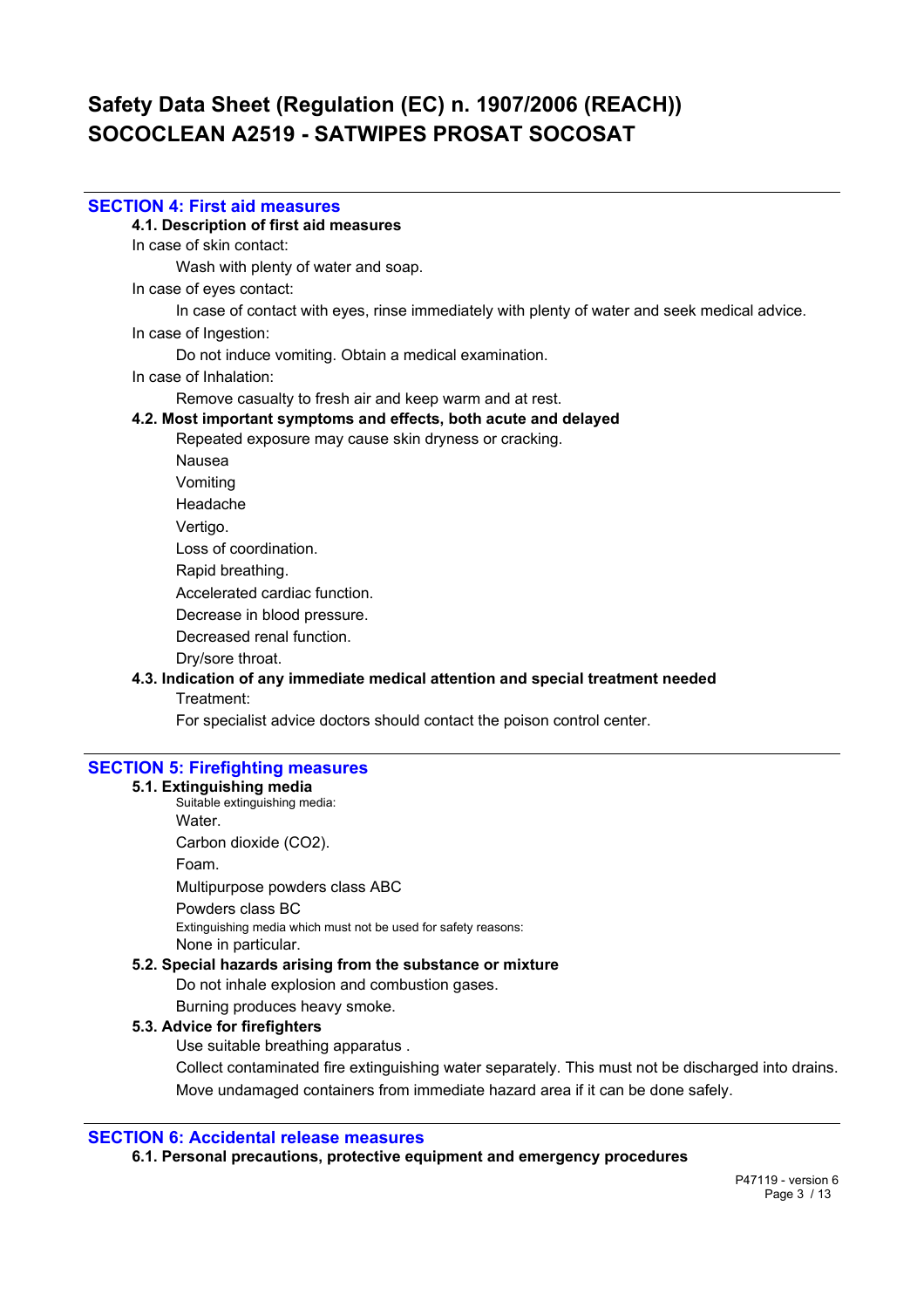# Safety Data Sheet (Regulation (EC) n. 1907/2006 (REACH)) SOCOCLEAN A2519 - SATWIPES PROSAT SOCOSAT

## SECTION 4: First aid measures

### 4.1. Description of first aid measures

In case of skin contact:

Wash with plenty of water and soap.

In case of eyes contact:

In case of contact with eyes, rinse immediately with plenty of water and seek medical advice.

In case of Ingestion:

Do not induce vomiting. Obtain a medical examination.

In case of Inhalation:

Remove casualty to fresh air and keep warm and at rest.

### 4.2. Most important symptoms and effects, both acute and delayed

Repeated exposure may cause skin dryness or cracking.

Nausea

Vomiting

Headache

Vertigo.

Loss of coordination.

Rapid breathing.

Accelerated cardiac function.

Decrease in blood pressure.

Decreased renal function.

Dry/sore throat.

### 4.3. Indication of any immediate medical attention and special treatment needed

Treatment:

For specialist advice doctors should contact the poison control center.

## SECTION 5: Firefighting measures

### 5.1. Extinguishing media

Suitable extinguishing media:

Water.

Carbon dioxide ($CO_2$).

Foam.

Multipurpose powders class ABC

Powders class BC

Extinguishing media which must not be used for safety reasons:

None in particular.

### 5.2. Special hazards arising from the substance or mixture

Do not inhale explosion and combustion gases.

Burning produces heavy smoke.

### 5.3. Advice for firefighters

Use suitable breathing apparatus .

Collect contaminated fire extinguishing water separately. This must not be discharged into drains.

Move undamaged containers from immediate hazard area if it can be done safely.

## SECTION 6: Accidental release measures

### 6.1. Personal precautions, protective equipment and emergency procedures

P47119 - version 6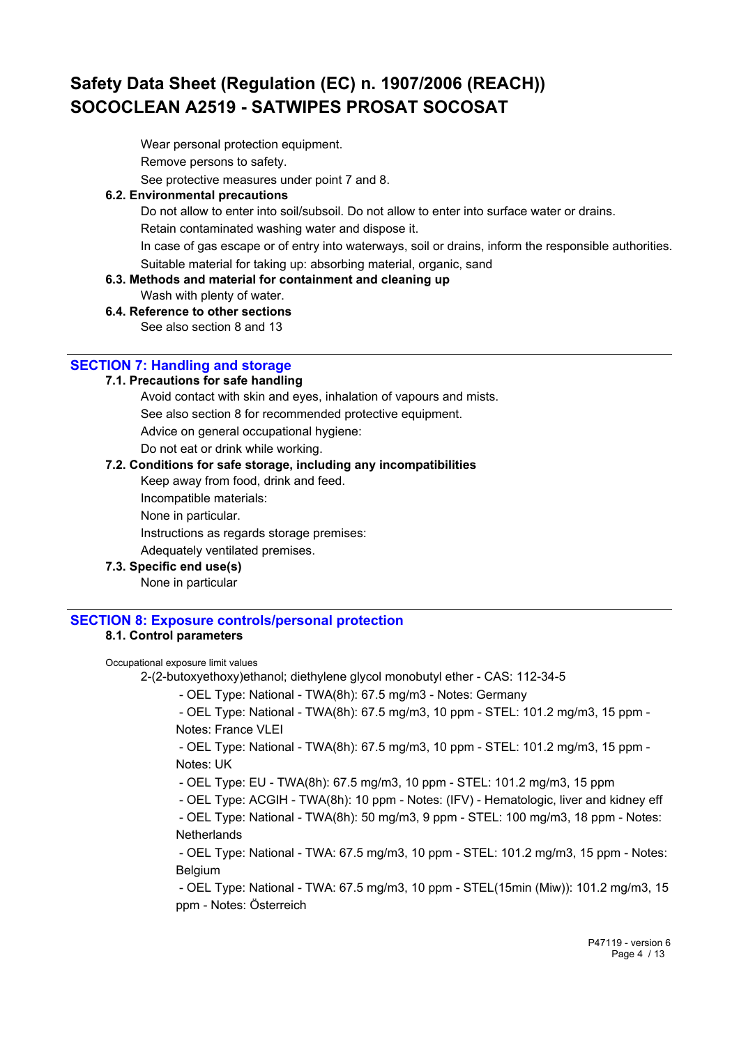Wear personal protection equipment.

Remove persons to safety.

See protective measures under point 7 and 8.

### 6.2. Environmental precautions

Do not allow to enter into soil/subsoil. Do not allow to enter into surface water or drains.

Retain contaminated washing water and dispose it.

In case of gas escape or of entry into waterways, soil or drains, inform the responsible authorities.

Suitable material for taking up: absorbing material, organic, sand

### 6.3. Methods and material for containment and cleaning up

Wash with plenty of water.

### 6.4. Reference to other sections

See also section 8 and 13

## SECTION 7: Handling and storage

### 7.1. Precautions for safe handling

Avoid contact with skin and eyes, inhalation of vapours and mists.

See also section 8 for recommended protective equipment.

Advice on general occupational hygiene:

Do not eat or drink while working.

### 7.2. Conditions for safe storage, including any incompatibilities

Keep away from food, drink and feed.

Incompatible materials:

None in particular.

Instructions as regards storage premises:

Adequately ventilated premises.

### 7.3. Specific end use(s)

None in particular

## SECTION 8: Exposure controls/personal protection

### 8.1. Control parameters

Occupational exposure limit values

2-(2-butoxyethoxy)ethanol; diethylene glycol monobutyl ether - CAS: 112-34-5

- OEL Type: National - TWA(8h): 67.5 mg/m3 - Notes: Germany
- OEL Type: National - TWA(8h): 67.5 mg/m3, 10 ppm - STEL: 101.2 mg/m3, 15 ppm - Notes: France VLEI
- OEL Type: National - TWA(8h): 67.5 mg/m3, 10 ppm - STEL: 101.2 mg/m3, 15 ppm - Notes: UK
- OEL Type: EU - TWA(8h): 67.5 mg/m3, 10 ppm - STEL: 101.2 mg/m3, 15 ppm
- OEL Type: ACGIH - TWA(8h): 10 ppm - Notes: (IFV) - Hematologic, liver and kidney eff
- OEL Type: National - TWA(8h): 50 mg/m3, 9 ppm - STEL: 100 mg/m3, 18 ppm - Notes: Netherlands
- OEL Type: National - TWA: 67.5 mg/m3, 10 ppm - STEL: 101.2 mg/m3, 15 ppm - Notes: Belgium
- OEL Type: National - TWA: 67.5 mg/m3, 10 ppm - STEL(15min (Miw)): 101.2 mg/m3, 15 ppm - Notes: Österreich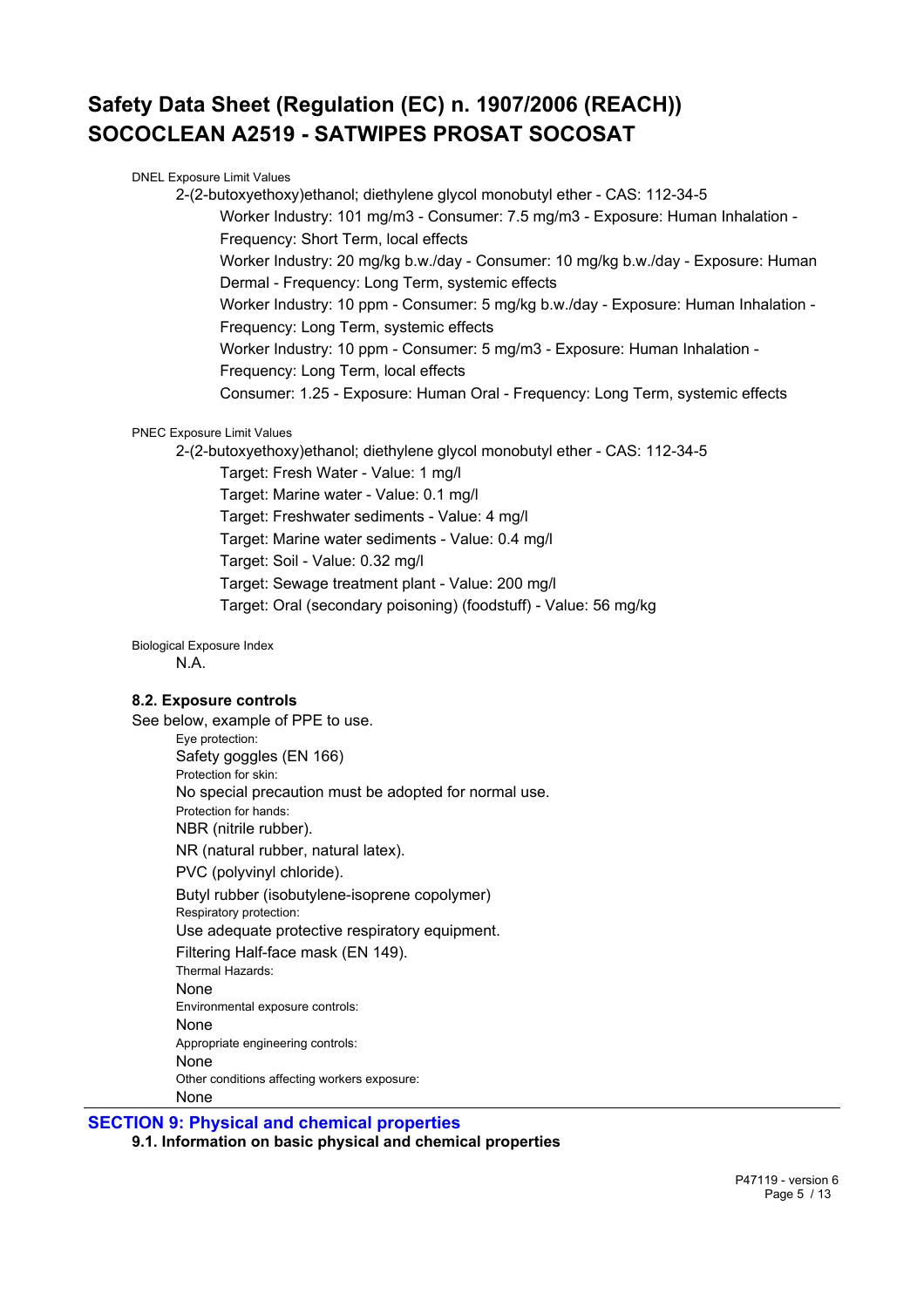DNEL Exposure Limit Values

2-(2-butoxyethoxy)ethanol; diethylene glycol monobutyl ether - CAS: 112-34-5

Worker Industry: 101 mg/m3 - Consumer: 7.5 mg/m3 - Exposure: Human Inhalation - Frequency: Short Term, local effects

Worker Industry: 20 mg/kg b.w./day - Consumer: 10 mg/kg b.w./day - Exposure: Human Dermal - Frequency: Long Term, systemic effects

Worker Industry: 10 ppm - Consumer: 5 mg/kg b.w./day - Exposure: Human Inhalation - Frequency: Long Term, systemic effects

Worker Industry: 10 ppm - Consumer: 5 mg/m3 - Exposure: Human Inhalation - Frequency: Long Term, local effects

Consumer: 1.25 - Exposure: Human Oral - Frequency: Long Term, systemic effects

PNEC Exposure Limit Values

2-(2-butoxyethoxy)ethanol; diethylene glycol monobutyl ether - CAS: 112-34-5

Target: Fresh Water - Value: 1 mg/l

Target: Marine water - Value: 0.1 mg/l

Target: Freshwater sediments - Value: 4 mg/l

Target: Marine water sediments - Value: 0.4 mg/l

Target: Soil - Value: 0.32 mg/l

Target: Sewage treatment plant - Value: 200 mg/l

Target: Oral (secondary poisoning) (foodstuff) - Value: 56 mg/kg

Biological Exposure Index

N.A.

### 8.2. Exposure controls

See below, example of PPE to use.

Eye protection:

Safety goggles (EN 166)

Protection for skin:

No special precaution must be adopted for normal use.

Protection for hands:

NBR (nitrile rubber).

NR (natural rubber, natural latex).

PVC (polyvinyl chloride).

Butyl rubber (isobutylene-isoprene copolymer)

Respiratory protection:

Use adequate protective respiratory equipment.

Filtering Half-face mask (EN 149).

Thermal Hazards:

None

Environmental exposure controls:

None

Appropriate engineering controls:

None

Other conditions affecting workers exposure:

None

## SECTION 9: Physical and chemical properties

### 9.1. Information on basic physical and chemical properties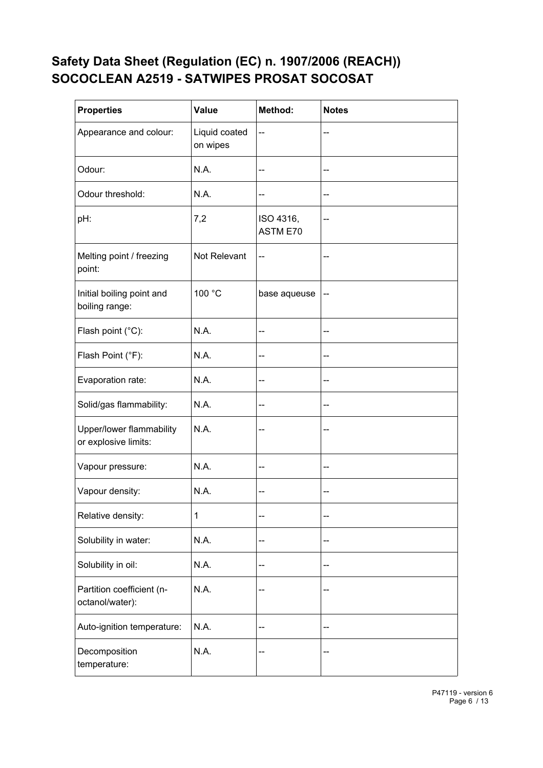# Safety Data Sheet (Regulation (EC) n. 1907/2006 (REACH))
# SOCOCLEAN A2519 - SATWIPES PROSAT SOCOSAT

| Properties | Value | Method: | Notes |
|---|---|---|---|
| Appearance and colour: | Liquid coated on wipes | -- | -- |
| Odour: | N.A. | -- | -- |
| Odour threshold: | N.A. | -- | -- |
| pH: | 7,2 | ISO 4316, ASTM E70 | -- |
| Melting point / freezing point: | Not Relevant | -- | -- |
| Initial boiling point and boiling range: | 100 °C | base aqueuse | -- |
| Flash point (°C): | N.A. | -- | -- |
| Flash Point (°F): | N.A. | -- | -- |
| Evaporation rate: | N.A. | -- | -- |
| Solid/gas flammability: | N.A. | -- | -- |
| Upper/lower flammability or explosive limits: | N.A. | -- | -- |
| Vapour pressure: | N.A. | -- | -- |
| Vapour density: | N.A. | -- | -- |
| Relative density: | 1 | -- | -- |
| Solubility in water: | N.A. | -- | -- |
| Solubility in oil: | N.A. | -- | -- |
| Partition coefficient (n-octanol/water): | N.A. | -- | -- |
| Auto-ignition temperature: | N.A. | -- | -- |
| Decomposition temperature: | N.A. | -- | -- |

P47119 - version 6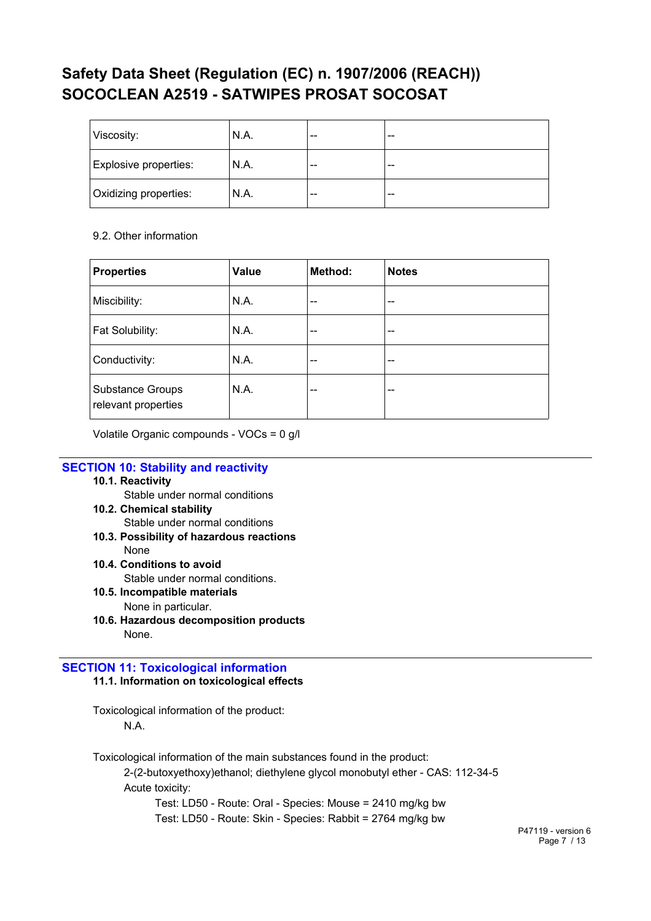# Safety Data Sheet (Regulation (EC) n. 1907/2006 (REACH)) SOCOCLEAN A2519 - SATWIPES PROSAT SOCOSAT

| | | | |
|---|---|---|---|
| Viscosity: | N.A. | -- | -- |
| Explosive properties: | N.A. | -- | -- |
| Oxidizing properties: | N.A. | -- | -- |

9.2. Other information

| Properties | Value | Method: | Notes |
|---|---|---|---|
| Miscibility: | N.A. | -- | -- |
| Fat Solubility: | N.A. | -- | -- |
| Conductivity: | N.A. | -- | -- |
| Substance Groups relevant properties | N.A. | -- | -- |

Volatile Organic compounds - VOCs = 0 g/l

## SECTION 10: Stability and reactivity

**10.1. Reactivity**

Stable under normal conditions

**10.2. Chemical stability**

Stable under normal conditions

**10.3. Possibility of hazardous reactions**

None

**10.4. Conditions to avoid**

Stable under normal conditions.

**10.5. Incompatible materials**

None in particular.

**10.6. Hazardous decomposition products**

None.

## SECTION 11: Toxicological information

**11.1. Information on toxicological effects**

Toxicological information of the product:

N.A.

Toxicological information of the main substances found in the product:

2-(2-butoxyethoxy)ethanol; diethylene glycol monobutyl ether - CAS: 112-34-5

Acute toxicity:

Test: LD50 - Route: Oral - Species: Mouse = 2410 mg/kg bw

Test: LD50 - Route: Skin - Species: Rabbit = 2764 mg/kg bw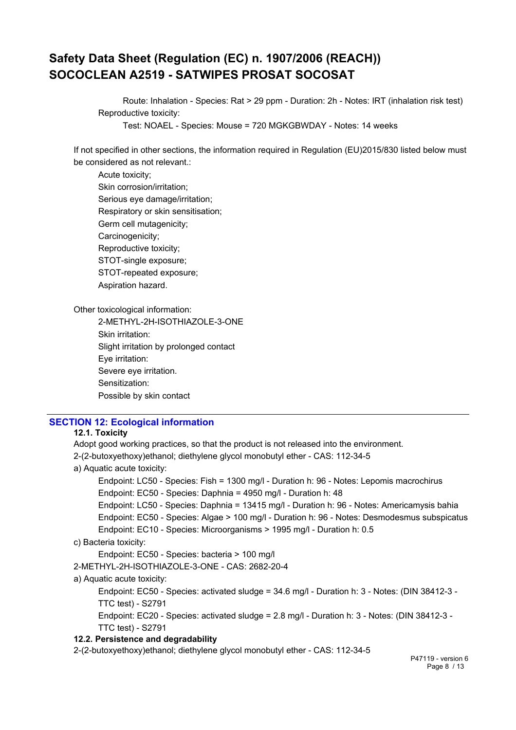Route: Inhalation - Species: Rat > 29 ppm - Duration: 2h - Notes: IRT (inhalation risk test)

Reproductive toxicity:

Test: NOAEL - Species: Mouse = 720 MGKGBWDAY - Notes: 14 weeks

If not specified in other sections, the information required in Regulation (EU)2015/830 listed below must be considered as not relevant.:

- Acute toxicity;
- Skin corrosion/irritation;
- Serious eye damage/irritation;
- Respiratory or skin sensitisation;
- Germ cell mutagenicity;
- Carcinogenicity;
- Reproductive toxicity;
- STOT-single exposure;
- STOT-repeated exposure;
- Aspiration hazard.

Other toxicological information:

2-METHYL-2H-ISOTHIAZOLE-3-ONE

Skin irritation:

Slight irritation by prolonged contact

Eye irritation:

Severe eye irritation.

Sensitization:

Possible by skin contact

## SECTION 12: Ecological information

### 12.1. Toxicity

Adopt good working practices, so that the product is not released into the environment.

2-(2-butoxyethoxy)ethanol; diethylene glycol monobutyl ether - CAS: 112-34-5

a) Aquatic acute toxicity:

Endpoint: LC50 - Species: Fish = 1300 mg/l - Duration h: 96 - Notes: Lepomis macrochirus

Endpoint: EC50 - Species: Daphnia = 4950 mg/l - Duration h: 48

Endpoint: LC50 - Species: Daphnia = 13415 mg/l - Duration h: 96 - Notes: Americamysis bahia

Endpoint: EC50 - Species: Algae > 100 mg/l - Duration h: 96 - Notes: Desmodesmus subspicatus

Endpoint: EC10 - Species: Microorganisms > 1995 mg/l - Duration h: 0.5

c) Bacteria toxicity:

Endpoint: EC50 - Species: bacteria > 100 mg/l

2-METHYL-2H-ISOTHIAZOLE-3-ONE - CAS: 2682-20-4

a) Aquatic acute toxicity:

Endpoint: EC50 - Species: activated sludge = 34.6 mg/l - Duration h: 3 - Notes: (DIN 38412-3 - TTC test) - S2791

Endpoint: EC20 - Species: activated sludge = 2.8 mg/l - Duration h: 3 - Notes: (DIN 38412-3 - TTC test) - S2791

### 12.2. Persistence and degradability

2-(2-butoxyethoxy)ethanol; diethylene glycol monobutyl ether - CAS: 112-34-5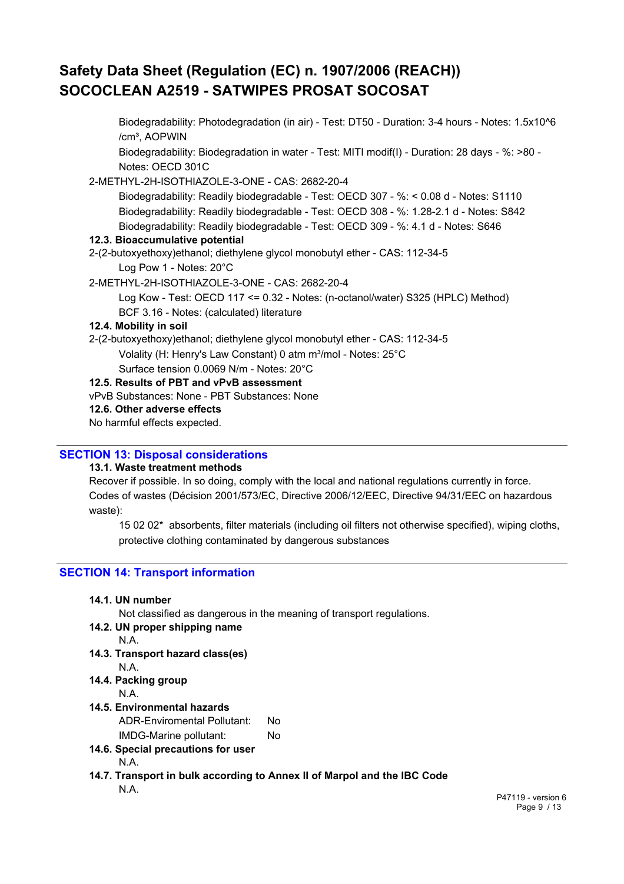Biodegradability: Photodegradation (in air) - Test: DT50 - Duration: 3-4 hours - Notes: 1.5x10^6 /cm³, AOPWIN

Biodegradability: Biodegradation in water - Test: MITI modif(I) - Duration: 28 days - %: >80 - Notes: OECD 301C

2-METHYL-2H-ISOTHIAZOLE-3-ONE - CAS: 2682-20-4

Biodegradability: Readily biodegradable - Test: OECD 307 - %: < 0.08 d - Notes: S1110

Biodegradability: Readily biodegradable - Test: OECD 308 - %: 1.28-2.1 d - Notes: S842

Biodegradability: Readily biodegradable - Test: OECD 309 - %: 4.1 d - Notes: S646

**12.3. Bioaccumulative potential**

2-(2-butoxyethoxy)ethanol; diethylene glycol monobutyl ether - CAS: 112-34-5

Log Pow 1 - Notes: 20°C

2-METHYL-2H-ISOTHIAZOLE-3-ONE - CAS: 2682-20-4

Log Kow - Test: OECD 117 <= 0.32 - Notes: (n-octanol/water) S325 (HPLC) Method)

BCF 3.16 - Notes: (calculated) literature

**12.4. Mobility in soil**

2-(2-butoxyethoxy)ethanol; diethylene glycol monobutyl ether - CAS: 112-34-5

Volality (H: Henry's Law Constant) 0 atm m³/mol - Notes: 25°C

Surface tension 0.0069 N/m - Notes: 20°C

**12.5. Results of PBT and vPvB assessment**

vPvB Substances: None - PBT Substances: None

**12.6. Other adverse effects**

No harmful effects expected.

## SECTION 13: Disposal considerations

**13.1. Waste treatment methods**

Recover if possible. In so doing, comply with the local and national regulations currently in force.

Codes of wastes (Décision 2001/573/EC, Directive 2006/12/EEC, Directive 94/31/EEC on hazardous waste):

15 02 02* absorbents, filter materials (including oil filters not otherwise specified), wiping cloths, protective clothing contaminated by dangerous substances

## SECTION 14: Transport information

**14.1. UN number**

Not classified as dangerous in the meaning of transport regulations.

**14.2. UN proper shipping name**

N.A.

**14.3. Transport hazard class(es)**

N.A.

**14.4. Packing group**

N.A.

**14.5. Environmental hazards**

ADR-Enviromental Pollutant: No

IMDG-Marine pollutant: No

**14.6. Special precautions for user**

N.A.

**14.7. Transport in bulk according to Annex II of Marpol and the IBC Code**

N.A.

P47119 - version 6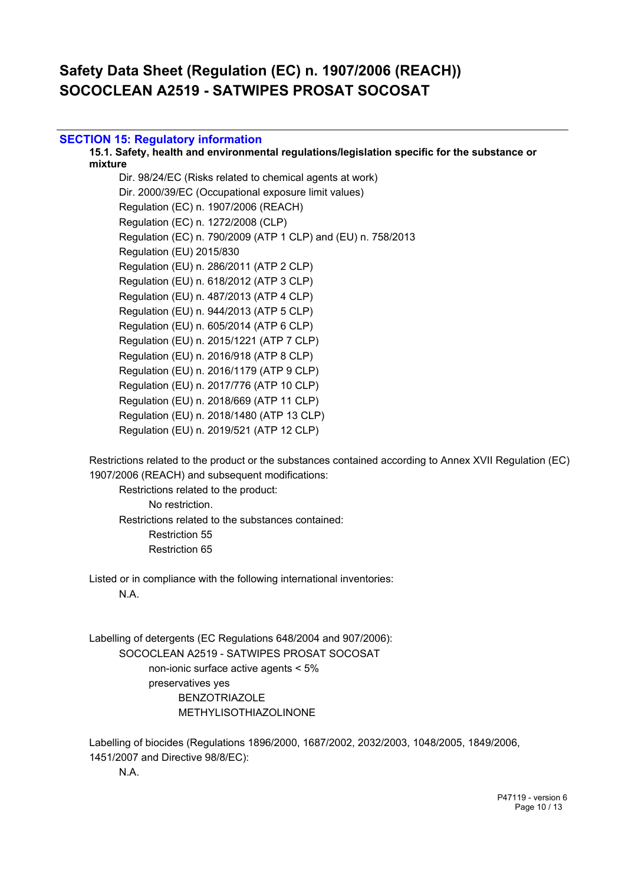# Safety Data Sheet (Regulation (EC) n. 1907/2006 (REACH)) SOCOCLEAN A2519 - SATWIPES PROSAT SOCOSAT

## SECTION 15: Regulatory information

### 15.1. Safety, health and environmental regulations/legislation specific for the substance or mixture

Dir. 98/24/EC (Risks related to chemical agents at work)
Dir. 2000/39/EC (Occupational exposure limit values)
Regulation (EC) n. 1907/2006 (REACH)
Regulation (EC) n. 1272/2008 (CLP)
Regulation (EC) n. 790/2009 (ATP 1 CLP) and (EU) n. 758/2013
Regulation (EU) 2015/830
Regulation (EU) n. 286/2011 (ATP 2 CLP)
Regulation (EU) n. 618/2012 (ATP 3 CLP)
Regulation (EU) n. 487/2013 (ATP 4 CLP)
Regulation (EU) n. 944/2013 (ATP 5 CLP)
Regulation (EU) n. 605/2014 (ATP 6 CLP)
Regulation (EU) n. 2015/1221 (ATP 7 CLP)
Regulation (EU) n. 2016/918 (ATP 8 CLP)
Regulation (EU) n. 2016/1179 (ATP 9 CLP)
Regulation (EU) n. 2017/776 (ATP 10 CLP)
Regulation (EU) n. 2018/669 (ATP 11 CLP)
Regulation (EU) n. 2018/1480 (ATP 13 CLP)
Regulation (EU) n. 2019/521 (ATP 12 CLP)

Restrictions related to the product or the substances contained according to Annex XVII Regulation (EC) 1907/2006 (REACH) and subsequent modifications:

- Restrictions related to the product:
  - No restriction.
- Restrictions related to the substances contained:
  - Restriction 55
  - Restriction 65

Listed or in compliance with the following international inventories:

N.A.

Labelling of detergents (EC Regulations 648/2004 and 907/2006):

- SOCOCLEAN A2519 - SATWIPES PROSAT SOCOSAT
  - non-ionic surface active agents < 5%
  - preservatives yes
    - BENZOTRIAZOLE
    - METHYLISOTHIAZOLINONE

Labelling of biocides (Regulations 1896/2000, 1687/2002, 2032/2003, 1048/2005, 1849/2006, 1451/2007 and Directive 98/8/EC):

N.A.

P47119 - version 6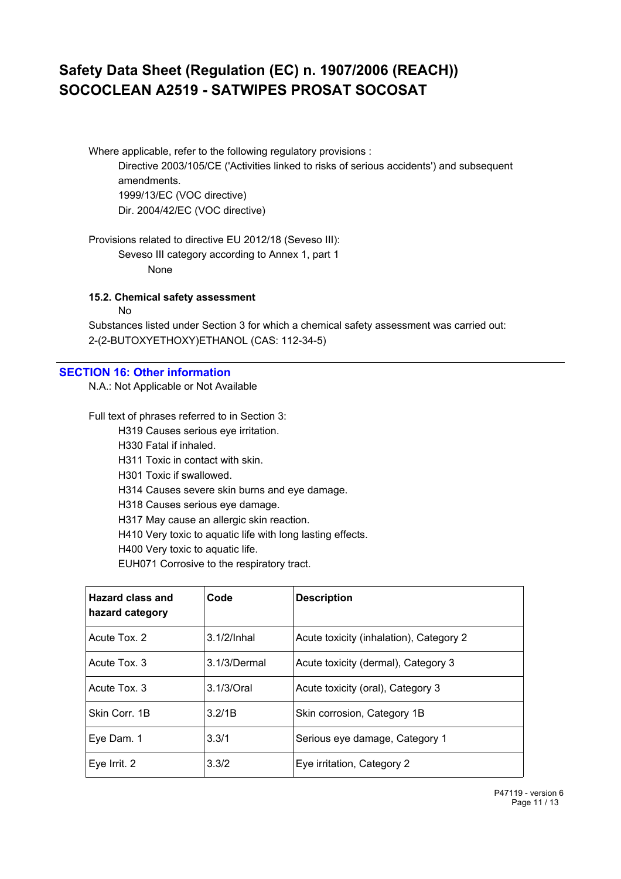Where applicable, refer to the following regulatory provisions :

Directive 2003/105/CE ('Activities linked to risks of serious accidents') and subsequent amendments.

1999/13/EC (VOC directive)

Dir. 2004/42/EC (VOC directive)

Provisions related to directive EU 2012/18 (Seveso III):

Seveso III category according to Annex 1, part 1

None

### 15.2. Chemical safety assessment

No

Substances listed under Section 3 for which a chemical safety assessment was carried out:
2-(2-BUTOXYETHOXY)ETHANOL (CAS: 112-34-5)

## SECTION 16: Other information

N.A.: Not Applicable or Not Available

Full text of phrases referred to in Section 3:

H319 Causes serious eye irritation.
H330 Fatal if inhaled.
H311 Toxic in contact with skin.
H301 Toxic if swallowed.
H314 Causes severe skin burns and eye damage.
H318 Causes serious eye damage.
H317 May cause an allergic skin reaction.
H410 Very toxic to aquatic life with long lasting effects.
H400 Very toxic to aquatic life.
EUH071 Corrosive to the respiratory tract.

| Hazard class and hazard category | Code | Description |
|---|---|---|
| Acute Tox. 2 | 3.1/2/Inhal | Acute toxicity (inhalation), Category 2 |
| Acute Tox. 3 | 3.1/3/Dermal | Acute toxicity (dermal), Category 3 |
| Acute Tox. 3 | 3.1/3/Oral | Acute toxicity (oral), Category 3 |
| Skin Corr. 1B | 3.2/1B | Skin corrosion, Category 1B |
| Eye Dam. 1 | 3.3/1 | Serious eye damage, Category 1 |
| Eye Irrit. 2 | 3.3/2 | Eye irritation, Category 2 |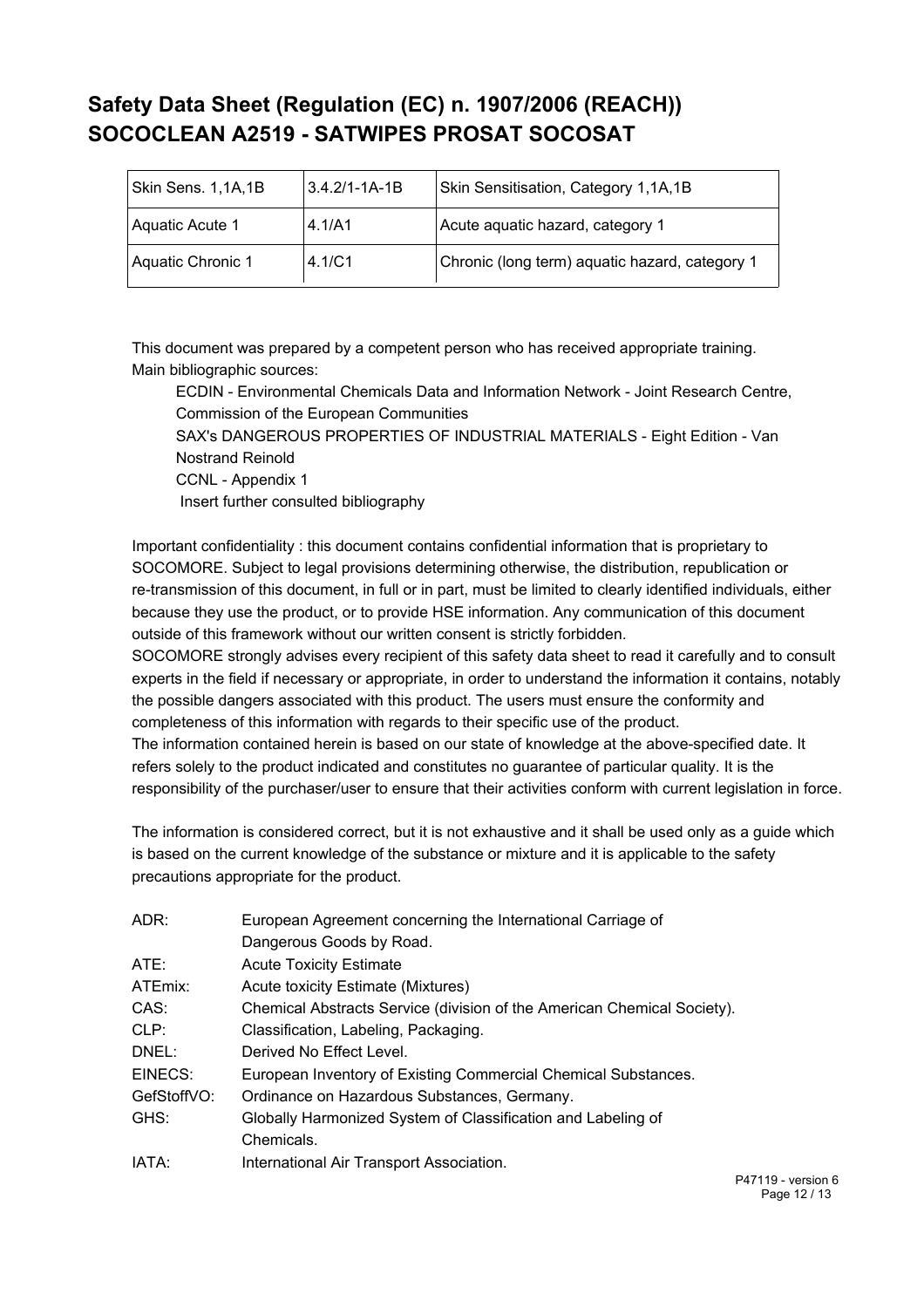# Safety Data Sheet (Regulation (EC) n. 1907/2006 (REACH))
# SOCOCLEAN A2519 - SATWIPES PROSAT SOCOSAT

| | | |
|---|---|---|
| Skin Sens. 1,1A,1B | 3.4.2/1-1A-1B | Skin Sensitisation, Category 1,1A,1B |
| Aquatic Acute 1 | 4.1/A1 | Acute aquatic hazard, category 1 |
| Aquatic Chronic 1 | 4.1/C1 | Chronic (long term) aquatic hazard, category 1 |

This document was prepared by a competent person who has received appropriate training.
Main bibliographic sources:

ECDIN - Environmental Chemicals Data and Information Network - Joint Research Centre, Commission of the European Communities
SAX's DANGEROUS PROPERTIES OF INDUSTRIAL MATERIALS - Eight Edition - Van Nostrand Reinold
CCNL - Appendix 1
Insert further consulted bibliography

Important confidentiality : this document contains confidential information that is proprietary to SOCOMORE. Subject to legal provisions determining otherwise, the distribution, republication or re-transmission of this document, in full or in part, must be limited to clearly identified individuals, either because they use the product, or to provide HSE information. Any communication of this document outside of this framework without our written consent is strictly forbidden.
SOCOMORE strongly advises every recipient of this safety data sheet to read it carefully and to consult experts in the field if necessary or appropriate, in order to understand the information it contains, notably the possible dangers associated with this product. The users must ensure the conformity and completeness of this information with regards to their specific use of the product.
The information contained herein is based on our state of knowledge at the above-specified date. It refers solely to the product indicated and constitutes no guarantee of particular quality. It is the responsibility of the purchaser/user to ensure that their activities conform with current legislation in force.

The information is considered correct, but it is not exhaustive and it shall be used only as a guide which is based on the current knowledge of the substance or mixture and it is applicable to the safety precautions appropriate for the product.

| | |
|---|---|
| ADR: | European Agreement concerning the International Carriage of Dangerous Goods by Road. |
| ATE: | Acute Toxicity Estimate |
| ATEmix: | Acute toxicity Estimate (Mixtures) |
| CAS: | Chemical Abstracts Service (division of the American Chemical Society). |
| CLP: | Classification, Labeling, Packaging. |
| DNEL: | Derived No Effect Level. |
| EINECS: | European Inventory of Existing Commercial Chemical Substances. |
| GefStoffVO: | Ordinance on Hazardous Substances, Germany. |
| GHS: | Globally Harmonized System of Classification and Labeling of Chemicals. |
| IATA: | International Air Transport Association. |

P47119 - version 6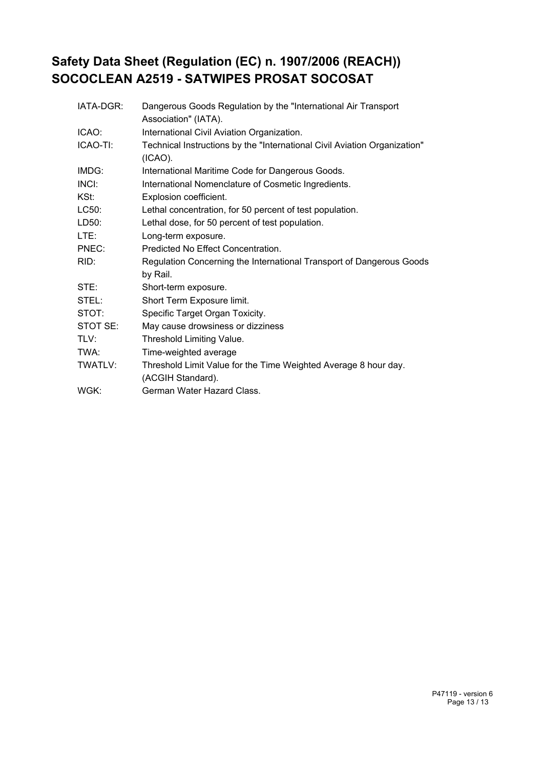IATA-DGR: Dangerous Goods Regulation by the "International Air Transport Association" (IATA).

ICAO: International Civil Aviation Organization.

ICAO-TI: Technical Instructions by the "International Civil Aviation Organization" (ICAO).

IMDG: International Maritime Code for Dangerous Goods.

INCI: International Nomenclature of Cosmetic Ingredients.

KSt: Explosion coefficient.

LC50: Lethal concentration, for 50 percent of test population.

LD50: Lethal dose, for 50 percent of test population.

LTE: Long-term exposure.

PNEC: Predicted No Effect Concentration.

RID: Regulation Concerning the International Transport of Dangerous Goods by Rail.

STE: Short-term exposure.

STEL: Short Term Exposure limit.

STOT: Specific Target Organ Toxicity.

STOT SE: May cause drowsiness or dizziness

TLV: Threshold Limiting Value.

TWA: Time-weighted average

TWATLV: Threshold Limit Value for the Time Weighted Average 8 hour day. (ACGIH Standard).

WGK: German Water Hazard Class.